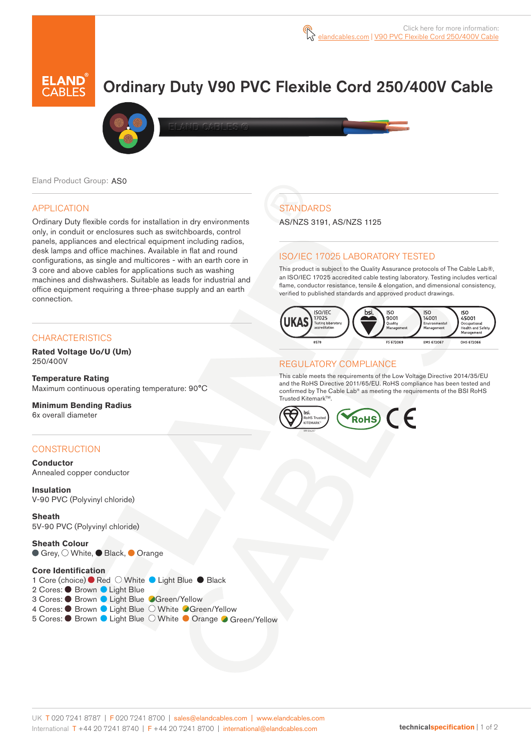Click here for more information: elandcables.com | V90 PVC Flexible Cord 250/400V Cable

# Ordinary Duty V90 PVC Flexible Cord 250/400V Cable

Eland Product Group: AS0

## APPLICATION

Ordinary Duty flexible cords for installation in dry environments only, in conduit or enclosures such as switchboards, control panels, appliances and electrical equipment including radios, desk lamps and office machines. Available in flat and round configurations, as single and multicores - with an earth core in 3 core and above cables for applications such as washing machines and dishwashers. Suitable as leads for industrial and office equipment requiring a three-phase supply and an earth connection.

## CHARACTERISTICS

**Rated Voltage Uo/U (Um)**
250/400V

**Temperature Rating**
Maximum continuous operating temperature: 90°C

**Minimum Bending Radius**
6x overall diameter

## CONSTRUCTION

**Conductor**
Annealed copper conductor

**Insulation**
V-90 PVC (Polyvinyl chloride)

**Sheath**
5V-90 PVC (Polyvinyl chloride)

**Sheath Colour**
Grey, White, Black, Orange

**Core Identification**
1 Core (choice) Red White Light Blue Black
2 Cores: Brown Light Blue
3 Cores: Brown Light Blue Green/Yellow
4 Cores: Brown Light Blue White Green/Yellow
5 Cores: Brown Light Blue White Orange Green/Yellow

## STANDARDS

AS/NZS 3191, AS/NZS 1125

## ISO/IEC 17025 LABORATORY TESTED

This product is subject to the Quality Assurance protocols of The Cable Lab®, an ISO/IEC 17025 accredited cable testing laboratory. Testing includes vertical flame, conductor resistance, tensile & elongation, and dimensional consistency, verified to published standards and approved product drawings.

UKAS ISO/IEC 17025 Testing laboratory accreditation 8578 | bsi. ISO 9001 Quality Management FS 672069 | ISO 14001 Environmental Management EMS 672067 | ISO 45001 Occupational Health and Safety Management OHS 672066

## REGULATORY COMPLIANCE

This cable meets the requirements of the Low Voltage Directive 2014/35/EU and the RoHS Directive 2011/65/EU. RoHS compliance has been tested and confirmed by The Cable Lab® as meeting the requirements of the BSI RoHS Trusted Kitemark™.

bsi. RoHS Trusted KITEMARK™ | RoHS | CE

UK T 020 7241 8787 | F 020 7241 8700 | sales@elandcables.com | www.elandcables.com
International T +44 20 7241 8740 | F +44 20 7241 8700 | international@elandcables.com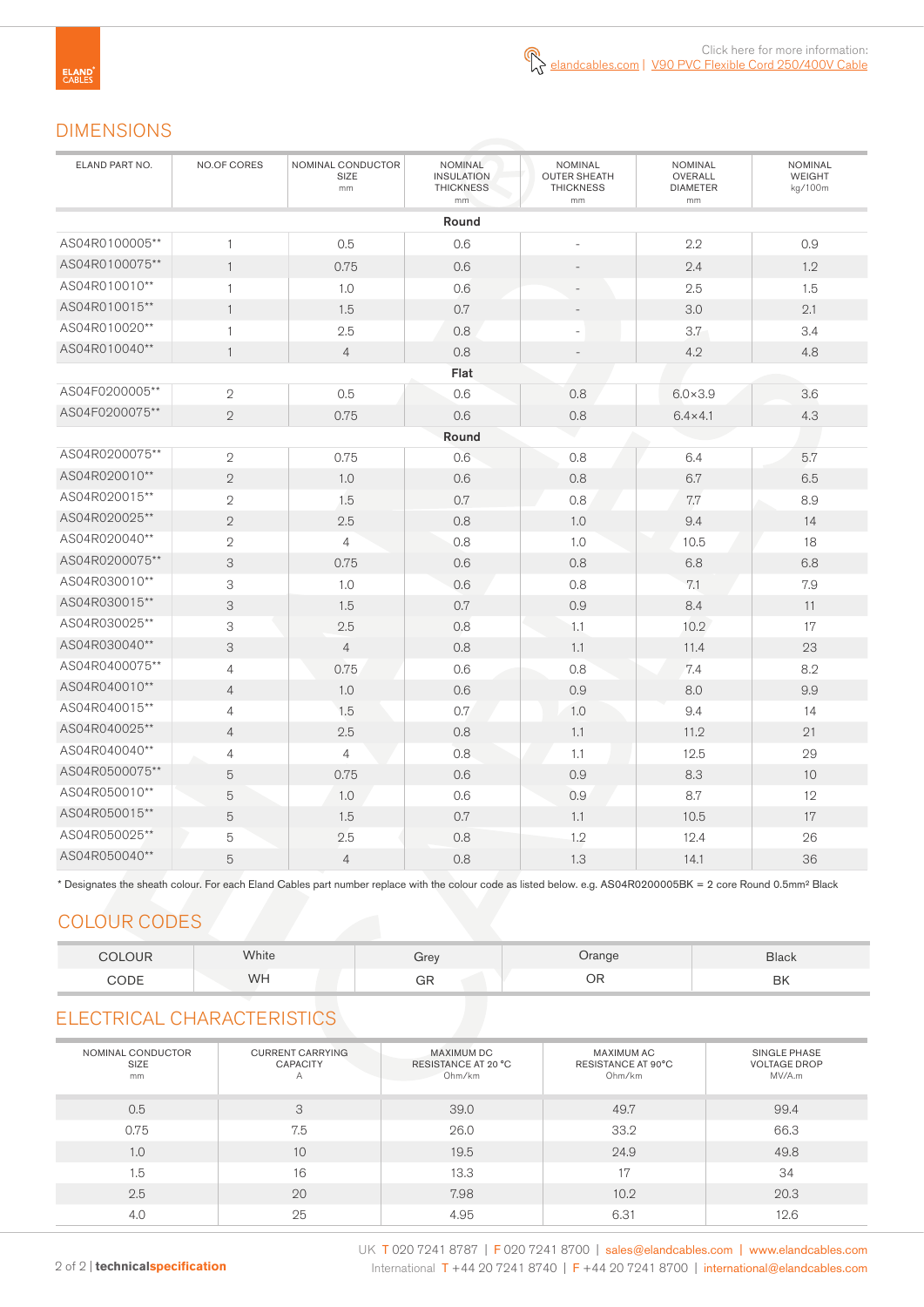Click here for more information: elandcables.com | V90 PVC Flexible Cord 250/400V Cable

## DIMENSIONS

| ELAND PART NO. | NO.OF CORES | NOMINAL CONDUCTOR SIZE mm | NOMINAL INSULATION THICKNESS mm | NOMINAL OUTER SHEATH THICKNESS mm | NOMINAL OVERALL DIAMETER mm | NOMINAL WEIGHT kg/100m |
|---|---|---|---|---|---|---|
| **Round** | | | | | | |
| AS04R0100005** | 1 | 0.5 | 0.6 | - | 2.2 | 0.9 |
| AS04R0100075** | 1 | 0.75 | 0.6 | - | 2.4 | 1.2 |
| AS04R010010** | 1 | 1.0 | 0.6 | - | 2.5 | 1.5 |
| AS04R010015** | 1 | 1.5 | 0.7 | - | 3.0 | 2.1 |
| AS04R010020** | 1 | 2.5 | 0.8 | - | 3.7 | 3.4 |
| AS04R010040** | 1 | 4 | 0.8 | - | 4.2 | 4.8 |
| **Flat** | | | | | | |
| AS04F0200005** | 2 | 0.5 | 0.6 | 0.8 | 6.0×3.9 | 3.6 |
| AS04F0200075** | 2 | 0.75 | 0.6 | 0.8 | 6.4×4.1 | 4.3 |
| **Round** | | | | | | |
| AS04R0200075** | 2 | 0.75 | 0.6 | 0.8 | 6.4 | 5.7 |
| AS04R020010** | 2 | 1.0 | 0.6 | 0.8 | 6.7 | 6.5 |
| AS04R020015** | 2 | 1.5 | 0.7 | 0.8 | 7.7 | 8.9 |
| AS04R020025** | 2 | 2.5 | 0.8 | 1.0 | 9.4 | 14 |
| AS04R020040** | 2 | 4 | 0.8 | 1.0 | 10.5 | 18 |
| AS04R0200075** | 3 | 0.75 | 0.6 | 0.8 | 6.8 | 6.8 |
| AS04R030010** | 3 | 1.0 | 0.6 | 0.8 | 7.1 | 7.9 |
| AS04R030015** | 3 | 1.5 | 0.7 | 0.9 | 8.4 | 11 |
| AS04R030025** | 3 | 2.5 | 0.8 | 1.1 | 10.2 | 17 |
| AS04R030040** | 3 | 4 | 0.8 | 1.1 | 11.4 | 23 |
| AS04R0400075** | 4 | 0.75 | 0.6 | 0.8 | 7.4 | 8.2 |
| AS04R040010** | 4 | 1.0 | 0.6 | 0.9 | 8.0 | 9.9 |
| AS04R040015** | 4 | 1.5 | 0.7 | 1.0 | 9.4 | 14 |
| AS04R040025** | 4 | 2.5 | 0.8 | 1.1 | 11.2 | 21 |
| AS04R040040** | 4 | 4 | 0.8 | 1.1 | 12.5 | 29 |
| AS04R0500075** | 5 | 0.75 | 0.6 | 0.9 | 8.3 | 10 |
| AS04R050010** | 5 | 1.0 | 0.6 | 0.9 | 8.7 | 12 |
| AS04R050015** | 5 | 1.5 | 0.7 | 1.1 | 10.5 | 17 |
| AS04R050025** | 5 | 2.5 | 0.8 | 1.2 | 12.4 | 26 |
| AS04R050040** | 5 | 4 | 0.8 | 1.3 | 14.1 | 36 |

* Designates the sheath colour. For each Eland Cables part number replace with the colour code as listed below. e.g. AS04R0200005BK = 2 core Round 0.5mm² Black

## COLOUR CODES

| COLOUR | White | Grey | Orange | Black |
|---|---|---|---|---|
| CODE | WH | GR | OR | BK |

## ELECTRICAL CHARACTERISTICS

| NOMINAL CONDUCTOR SIZE mm | CURRENT CARRYING CAPACITY A | MAXIMUM DC RESISTANCE AT 20 °C Ohm/km | MAXIMUM AC RESISTANCE AT 90°C Ohm/km | SINGLE PHASE VOLTAGE DROP MV/A.m |
|---|---|---|---|---|
| 0.5 | 3 | 39.0 | 49.7 | 99.4 |
| 0.75 | 7.5 | 26.0 | 33.2 | 66.3 |
| 1.0 | 10 | 19.5 | 24.9 | 49.8 |
| 1.5 | 16 | 13.3 | 17 | 34 |
| 2.5 | 20 | 7.98 | 10.2 | 20.3 |
| 4.0 | 25 | 4.95 | 6.31 | 12.6 |

UK T 020 7241 8787 | F 020 7241 8700 | sales@elandcables.com | www.elandcables.com
International T +44 20 7241 8740 | F +44 20 7241 8700 | international@elandcables.com